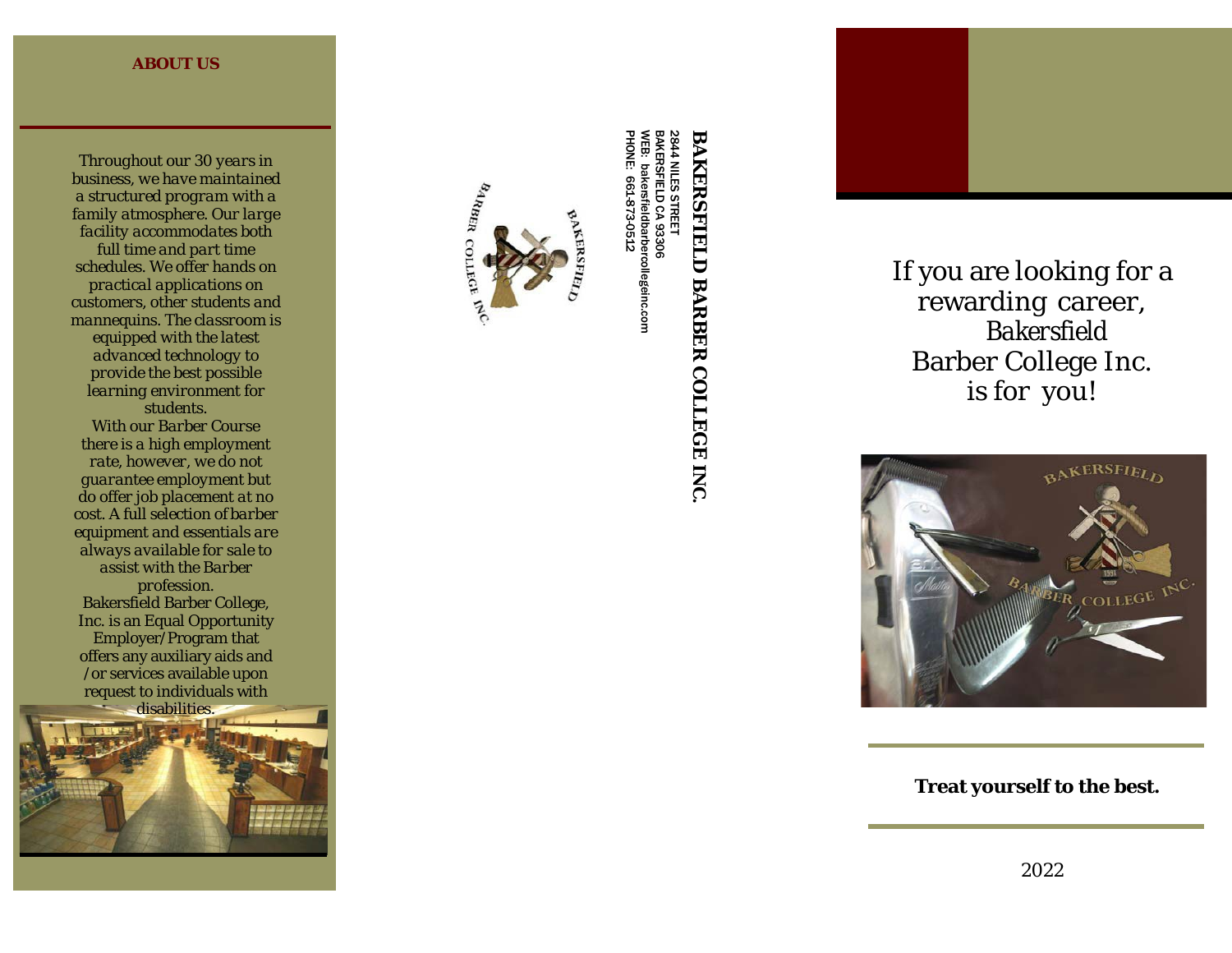## ABOUT US

*Throughout our 30 years in business, we have maintained a structured program with a family atmosphere. Our large facility accommodates both full time and part time schedules. We offer hands on practical applications on customers, other students and mannequins. The classroom is equipped with the latest advanced technology to provide the best possible learning environment for students.*

*With our Barber Course there is a high employment rate, however, we do not guarantee employment but do offer job placement at no cost. A full selection of barber equipment and essentials are always available for sale to assist with the Barber profession.*

Bakersfield Barber College, Inc. is an Equal Opportunity Employer/Program that offers any auxiliary aids and /or services available upon request to individuals with disabilities.

**BAKERSFIELD BARBER COLLEGE INC.**

2844 NILES STREET
BAKERSFIELD CA 93306
WEB: bakersfieldbarbercollegeinc.com
PHONE: 661-873-0512

If you are looking for a rewarding career, Bakersfield Barber College Inc. is for you!

**Treat yourself to the best.**

2022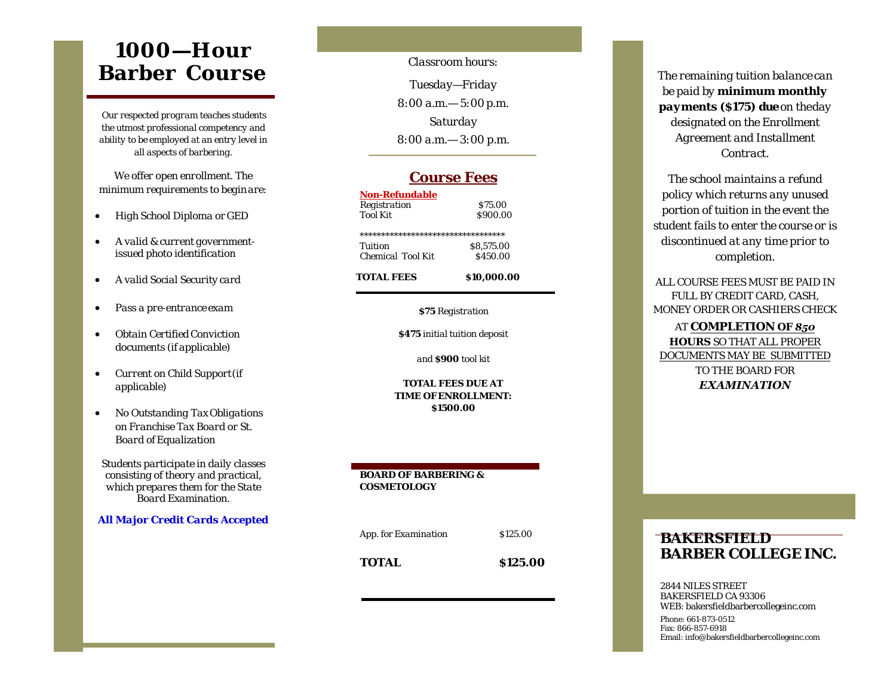# 1000—Hour Barber Course

*Our respected program teaches students the utmost professional competency and ability to be employed at an entry level in all aspects of barbering.*

*We offer open enrollment. The minimum requirements to begin are:*

- *High School Diploma or GED*
- *A valid & current government-issued photo identification*
- *A valid Social Security card*
- *Pass a pre-entrance exam*
- *Obtain Certified Conviction documents (if applicable)*
- *Current on Child Support (if applicable)*
- *No Outstanding Tax Obligations on Franchise Tax Board or St. Board of Equalization*

*Students participate in daily classes consisting of theory and practical, which prepares them for the State Board Examination.*

***All Major Credit Cards Accepted***

*Classroom hours:*

*Tuesday—Friday*

*8:00 a.m.— 5:00 p.m.*

*Saturday*

*8:00 a.m.— 3:00 p.m.*

## Course Fees

| | |
|---|---|
| **Non-Refundable** | |
| Registration | $75.00 |
| Tool Kit | $900.00 |
| *********************************** | |
| Tuition | $8,575.00 |
| Chemical Tool Kit | $450.00 |
| **TOTAL FEES** | **$10,000.00** |

***$75** Registration*

***$475** initial tuition deposit*

*and **$900** tool kit*

**TOTAL FEES DUE AT TIME OF ENROLLMENT: $1500.00**

**BOARD OF BARBERING & COSMETOLOGY**

| | |
|---|---|
| App. for Examination | $125.00 |
| **TOTAL** | **$125.00** |

*The remaining tuition balance can be paid by **minimum monthly payments ($175) due** on the day designated on the Enrollment Agreement and Installment Contract.*

*The school maintains a refund policy which returns any unused portion of tuition in the event the student fails to enter the course or is discontinued at any time prior to completion.*

ALL COURSE FEES MUST BE PAID IN FULL BY CREDIT CARD, CASH, MONEY ORDER OR CASHIERS CHECK AT **COMPLETION OF *850* HOURS** SO THAT ALL PROPER DOCUMENTS MAY BE SUBMITTED TO THE BOARD FOR ***EXAMINATION***

## BAKERSFIELD BARBER COLLEGE INC.

2844 NILES STREET
BAKERSFIELD CA 93306
WEB: bakersfieldbarbercollegeinc.com

Phone: 661-873-0512
Fax: 866-857-6918
Email: info@bakersfieldbarbercollegeinc.com